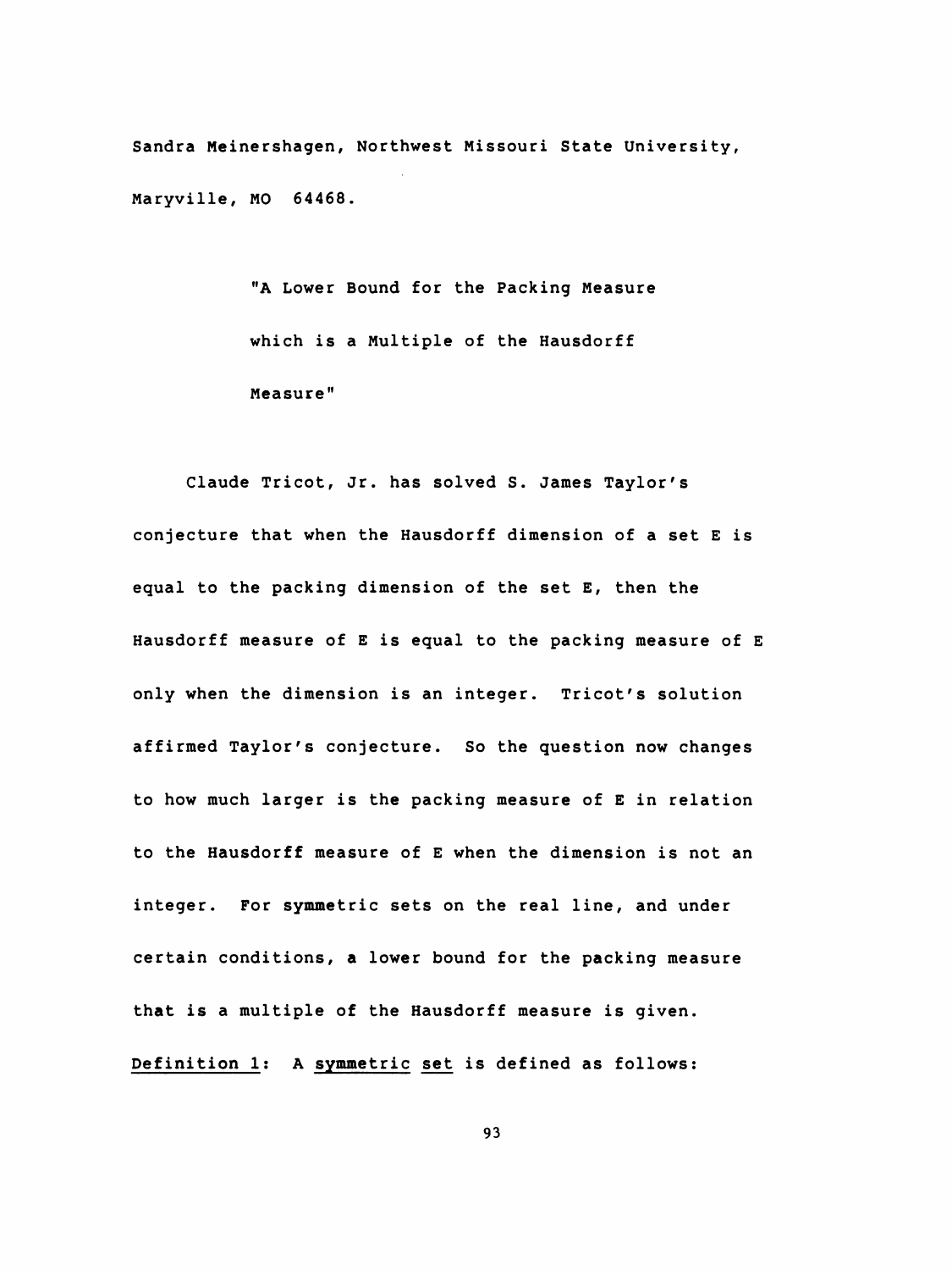Sandra Meinershagen, Northwest Missouri State University, Maryville, MO 64468.

# "A Lower Bound for the Packing Measure which is a Multiple of the Hausdorff Measure"

Claude Tricot, Jr. has solved S. James Taylor's conjecture that when the Hausdorff dimension of a set E is equal to the packing dimension of the set E, then the Hausdorff measure of E is equal to the packing measure of E only when the dimension is an integer. Tricot's solution affirmed Taylor's conjecture. So the question now changes to how much larger is the packing measure of E in relation to the Hausdorff measure of E when the dimension is not an integer. For symmetric sets on the real line, and under certain conditions, a lower bound for the packing measure that is a multiple of the Hausdorff measure is given.

<u>Definition 1</u>: A <u>symmetric</u> <u>set</u> is defined as follows: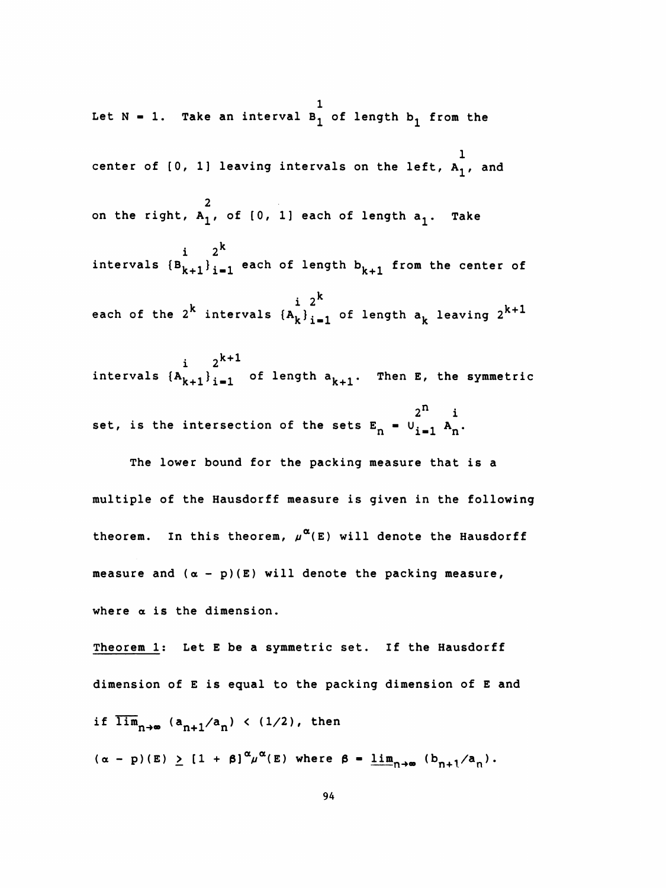Let $N = 1$. Take an interval $B_1^1$ of length $b_1$ from the center of $[0, 1]$ leaving intervals on the left, $A_1^1$, and on the right, $A_1^2$, of $[0, 1]$ each of length $a_1$. Take intervals $\{B_{k+1}^i\}_{i=1}^{2^k}$ each of length $b_{k+1}$ from the center of each of the $2^k$ intervals $\{A_k^i\}_{i=1}^{2^k}$ of length $a_k$ leaving $2^{k+1}$ intervals $\{A_{k+1}^i\}_{i=1}^{2^{k+1}}$ of length $a_{k+1}$. Then E, the symmetric set, is the intersection of the sets $E_n = \cup_{i=1}^{2^n} A_n^i$.

The lower bound for the packing measure that is a multiple of the Hausdorff measure is given in the following theorem. In this theorem, $\mu^\alpha(E)$ will denote the Hausdorff measure and $(\alpha - p)(E)$ will denote the packing measure, where $\alpha$ is the dimension.

Theorem 1: Let E be a symmetric set. If the Hausdorff dimension of E is equal to the packing dimension of E and if $\overline{\lim}_{n\to\infty} (a_{n+1}/a_n) < (1/2)$, then $(\alpha - p)(E) \geq [1 + \beta]^\alpha \mu^\alpha(E)$ where $\beta = \underline{\lim}_{n\to\infty} (b_{n+1}/a_n)$.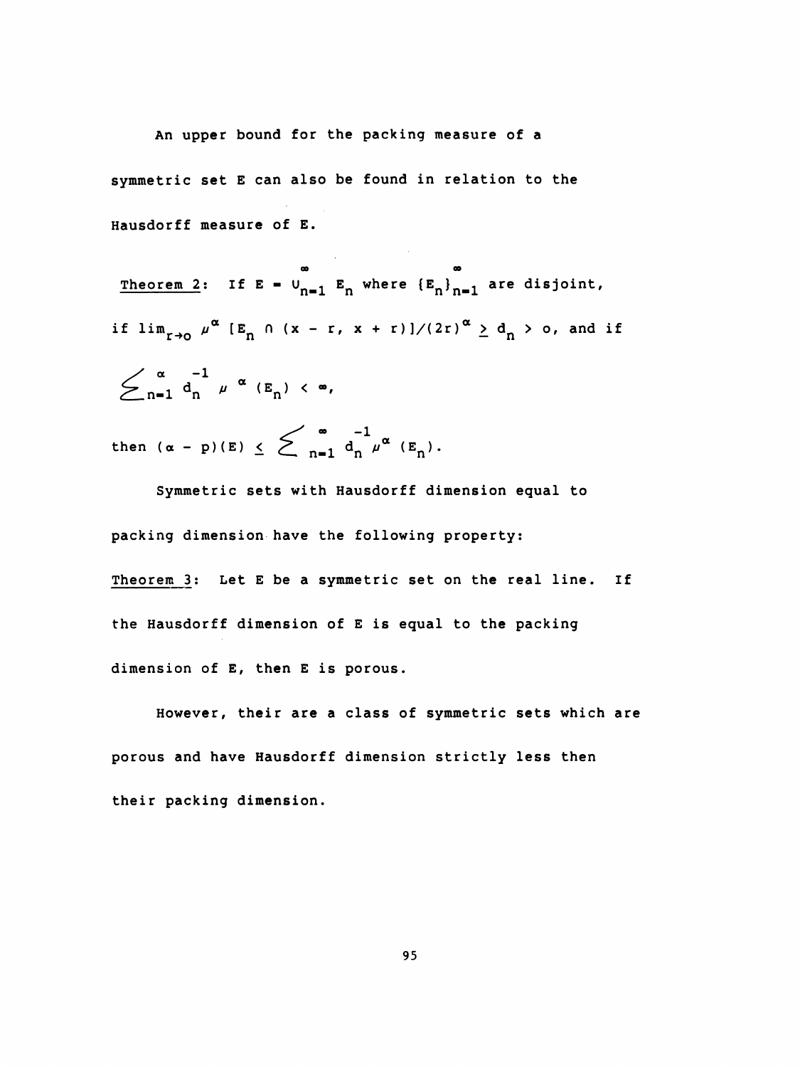An upper bound for the packing measure of a symmetric set E can also be found in relation to the Hausdorff measure of E.

Theorem 2: If $E = \cup_{n=1}^{\infty} E_n$ where $\{E_n\}_{n=1}^{\infty}$ are disjoint, if $\lim_{r \to o} \mu^{\alpha} [E_n \cap (x - r, x + r)]/(2r)^{\alpha} \geq d_n > o$, and if

$\sum_{n=1}^{\alpha} d_n^{-1} \mu^{\alpha} (E_n) < \infty$,

then $(\alpha - p)(E) \leq \sum_{n=1}^{\infty} d_n^{-1} \mu^{\alpha} (E_n)$.

Symmetric sets with Hausdorff dimension equal to packing dimension have the following property:

Theorem 3: Let E be a symmetric set on the real line. If the Hausdorff dimension of E is equal to the packing dimension of E, then E is porous.

However, their are a class of symmetric sets which are porous and have Hausdorff dimension strictly less then their packing dimension.